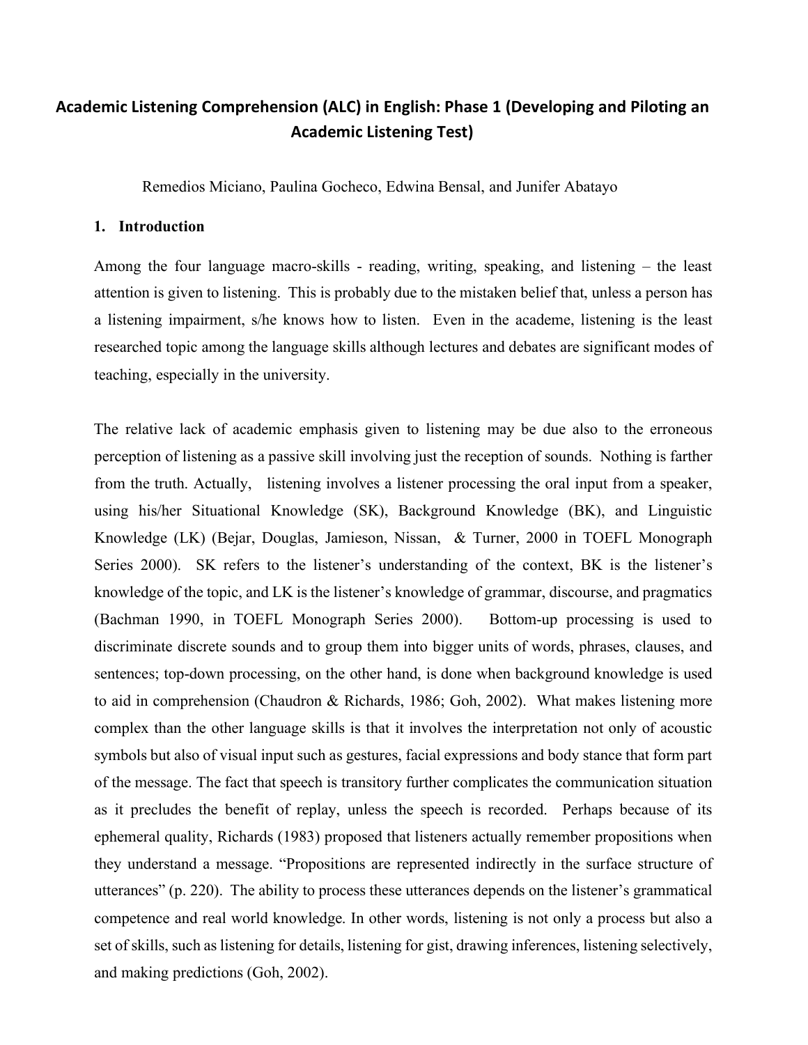# Academic Listening Comprehension (ALC) in English: Phase 1 (Developing and Piloting an Academic Listening Test)

Remedios Miciano, Paulina Gocheco, Edwina Bensal, and Junifer Abatayo

## 1. Introduction

Among the four language macro-skills - reading, writing, speaking, and listening – the least attention is given to listening. This is probably due to the mistaken belief that, unless a person has a listening impairment, s/he knows how to listen. Even in the academe, listening is the least researched topic among the language skills although lectures and debates are significant modes of teaching, especially in the university.

The relative lack of academic emphasis given to listening may be due also to the erroneous perception of listening as a passive skill involving just the reception of sounds. Nothing is farther from the truth. Actually, listening involves a listener processing the oral input from a speaker, using his/her Situational Knowledge (SK), Background Knowledge (BK), and Linguistic Knowledge (LK) (Bejar, Douglas, Jamieson, Nissan, & Turner, 2000 in TOEFL Monograph Series 2000). SK refers to the listener's understanding of the context, BK is the listener's knowledge of the topic, and LK is the listener's knowledge of grammar, discourse, and pragmatics (Bachman 1990, in TOEFL Monograph Series 2000). Bottom-up processing is used to discriminate discrete sounds and to group them into bigger units of words, phrases, clauses, and sentences; top-down processing, on the other hand, is done when background knowledge is used to aid in comprehension (Chaudron & Richards, 1986; Goh, 2002). What makes listening more complex than the other language skills is that it involves the interpretation not only of acoustic symbols but also of visual input such as gestures, facial expressions and body stance that form part of the message. The fact that speech is transitory further complicates the communication situation as it precludes the benefit of replay, unless the speech is recorded. Perhaps because of its ephemeral quality, Richards (1983) proposed that listeners actually remember propositions when they understand a message. "Propositions are represented indirectly in the surface structure of utterances" (p. 220). The ability to process these utterances depends on the listener's grammatical competence and real world knowledge. In other words, listening is not only a process but also a set of skills, such as listening for details, listening for gist, drawing inferences, listening selectively, and making predictions (Goh, 2002).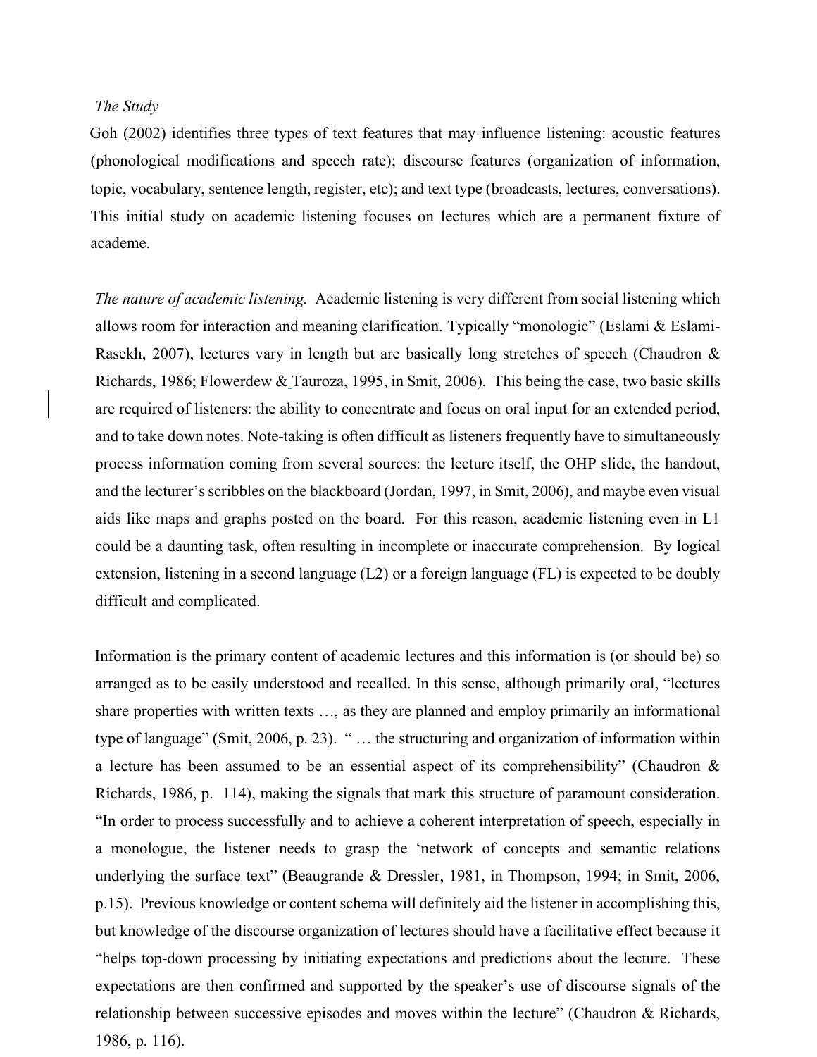*The Study*

Goh (2002) identifies three types of text features that may influence listening: acoustic features (phonological modifications and speech rate); discourse features (organization of information, topic, vocabulary, sentence length, register, etc); and text type (broadcasts, lectures, conversations). This initial study on academic listening focuses on lectures which are a permanent fixture of academe.

*The nature of academic listening.* Academic listening is very different from social listening which allows room for interaction and meaning clarification. Typically "monologic" (Eslami & Eslami-Rasekh, 2007), lectures vary in length but are basically long stretches of speech (Chaudron & Richards, 1986; Flowerdew & Tauroza, 1995, in Smit, 2006). This being the case, two basic skills are required of listeners: the ability to concentrate and focus on oral input for an extended period, and to take down notes. Note-taking is often difficult as listeners frequently have to simultaneously process information coming from several sources: the lecture itself, the OHP slide, the handout, and the lecturer's scribbles on the blackboard (Jordan, 1997, in Smit, 2006), and maybe even visual aids like maps and graphs posted on the board. For this reason, academic listening even in L1 could be a daunting task, often resulting in incomplete or inaccurate comprehension. By logical extension, listening in a second language (L2) or a foreign language (FL) is expected to be doubly difficult and complicated.

Information is the primary content of academic lectures and this information is (or should be) so arranged as to be easily understood and recalled. In this sense, although primarily oral, "lectures share properties with written texts …, as they are planned and employ primarily an informational type of language" (Smit, 2006, p. 23). " … the structuring and organization of information within a lecture has been assumed to be an essential aspect of its comprehensibility" (Chaudron & Richards, 1986, p. 114), making the signals that mark this structure of paramount consideration. "In order to process successfully and to achieve a coherent interpretation of speech, especially in a monologue, the listener needs to grasp the 'network of concepts and semantic relations underlying the surface text" (Beaugrande & Dressler, 1981, in Thompson, 1994; in Smit, 2006, p.15). Previous knowledge or content schema will definitely aid the listener in accomplishing this, but knowledge of the discourse organization of lectures should have a facilitative effect because it "helps top-down processing by initiating expectations and predictions about the lecture. These expectations are then confirmed and supported by the speaker's use of discourse signals of the relationship between successive episodes and moves within the lecture" (Chaudron & Richards, 1986, p. 116).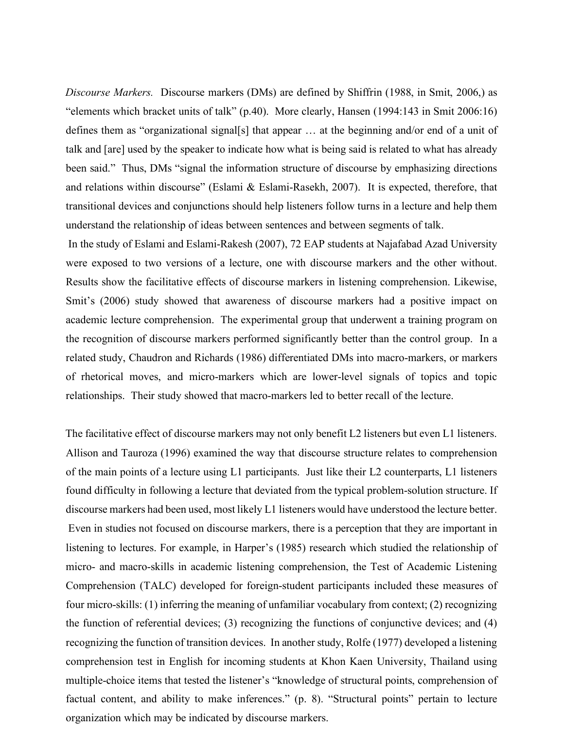*Discourse Markers.* Discourse markers (DMs) are defined by Shiffrin (1988, in Smit, 2006,) as "elements which bracket units of talk" (p.40). More clearly, Hansen (1994:143 in Smit 2006:16) defines them as "organizational signal[s] that appear … at the beginning and/or end of a unit of talk and [are] used by the speaker to indicate how what is being said is related to what has already been said." Thus, DMs "signal the information structure of discourse by emphasizing directions and relations within discourse" (Eslami & Eslami-Rasekh, 2007). It is expected, therefore, that transitional devices and conjunctions should help listeners follow turns in a lecture and help them understand the relationship of ideas between sentences and between segments of talk.

In the study of Eslami and Eslami-Rakesh (2007), 72 EAP students at Najafabad Azad University were exposed to two versions of a lecture, one with discourse markers and the other without. Results show the facilitative effects of discourse markers in listening comprehension. Likewise, Smit's (2006) study showed that awareness of discourse markers had a positive impact on academic lecture comprehension. The experimental group that underwent a training program on the recognition of discourse markers performed significantly better than the control group. In a related study, Chaudron and Richards (1986) differentiated DMs into macro-markers, or markers of rhetorical moves, and micro-markers which are lower-level signals of topics and topic relationships. Their study showed that macro-markers led to better recall of the lecture.

The facilitative effect of discourse markers may not only benefit L2 listeners but even L1 listeners. Allison and Tauroza (1996) examined the way that discourse structure relates to comprehension of the main points of a lecture using L1 participants. Just like their L2 counterparts, L1 listeners found difficulty in following a lecture that deviated from the typical problem-solution structure. If discourse markers had been used, most likely L1 listeners would have understood the lecture better.

Even in studies not focused on discourse markers, there is a perception that they are important in listening to lectures. For example, in Harper's (1985) research which studied the relationship of micro- and macro-skills in academic listening comprehension, the Test of Academic Listening Comprehension (TALC) developed for foreign-student participants included these measures of four micro-skills: (1) inferring the meaning of unfamiliar vocabulary from context; (2) recognizing the function of referential devices; (3) recognizing the functions of conjunctive devices; and (4) recognizing the function of transition devices. In another study, Rolfe (1977) developed a listening comprehension test in English for incoming students at Khon Kaen University, Thailand using multiple-choice items that tested the listener's "knowledge of structural points, comprehension of factual content, and ability to make inferences." (p. 8). "Structural points" pertain to lecture organization which may be indicated by discourse markers.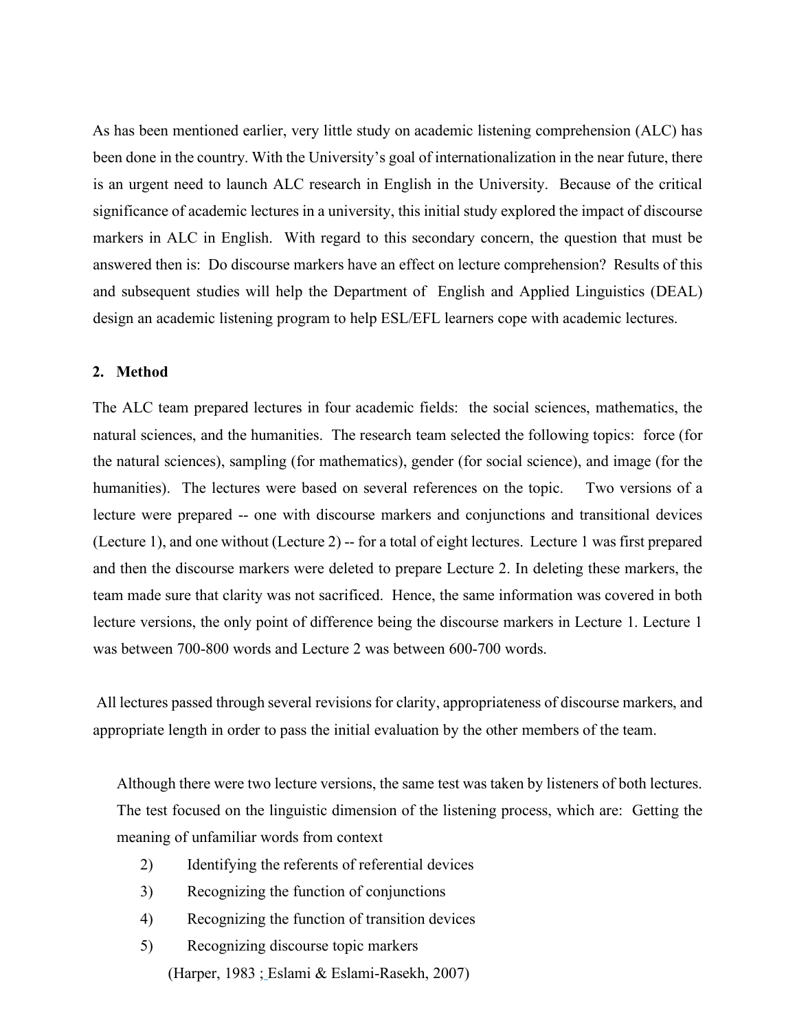As has been mentioned earlier, very little study on academic listening comprehension (ALC) has been done in the country. With the University's goal of internationalization in the near future, there is an urgent need to launch ALC research in English in the University. Because of the critical significance of academic lectures in a university, this initial study explored the impact of discourse markers in ALC in English. With regard to this secondary concern, the question that must be answered then is: Do discourse markers have an effect on lecture comprehension? Results of this and subsequent studies will help the Department of English and Applied Linguistics (DEAL) design an academic listening program to help ESL/EFL learners cope with academic lectures.

## 2. Method

The ALC team prepared lectures in four academic fields: the social sciences, mathematics, the natural sciences, and the humanities. The research team selected the following topics: force (for the natural sciences), sampling (for mathematics), gender (for social science), and image (for the humanities). The lectures were based on several references on the topic. Two versions of a lecture were prepared -- one with discourse markers and conjunctions and transitional devices (Lecture 1), and one without (Lecture 2) -- for a total of eight lectures. Lecture 1 was first prepared and then the discourse markers were deleted to prepare Lecture 2. In deleting these markers, the team made sure that clarity was not sacrificed. Hence, the same information was covered in both lecture versions, the only point of difference being the discourse markers in Lecture 1. Lecture 1 was between 700-800 words and Lecture 2 was between 600-700 words.

All lectures passed through several revisions for clarity, appropriateness of discourse markers, and appropriate length in order to pass the initial evaluation by the other members of the team.

Although there were two lecture versions, the same test was taken by listeners of both lectures. The test focused on the linguistic dimension of the listening process, which are: Getting the meaning of unfamiliar words from context

2) Identifying the referents of referential devices
3) Recognizing the function of conjunctions
4) Recognizing the function of transition devices
5) Recognizing discourse topic markers

(Harper, 1983 ; Eslami & Eslami-Rasekh, 2007)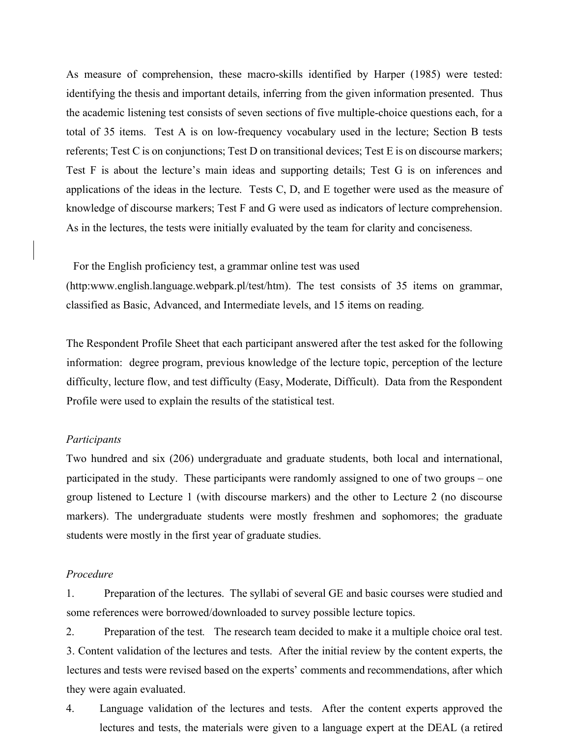As measure of comprehension, these macro-skills identified by Harper (1985) were tested: identifying the thesis and important details, inferring from the given information presented. Thus the academic listening test consists of seven sections of five multiple-choice questions each, for a total of 35 items. Test A is on low-frequency vocabulary used in the lecture; Section B tests referents; Test C is on conjunctions; Test D on transitional devices; Test E is on discourse markers; Test F is about the lecture's main ideas and supporting details; Test G is on inferences and applications of the ideas in the lecture. Tests C, D, and E together were used as the measure of knowledge of discourse markers; Test F and G were used as indicators of lecture comprehension. As in the lectures, the tests were initially evaluated by the team for clarity and conciseness.

For the English proficiency test, a grammar online test was used (http:www.english.language.webpark.pl/test/htm). The test consists of 35 items on grammar, classified as Basic, Advanced, and Intermediate levels, and 15 items on reading.

The Respondent Profile Sheet that each participant answered after the test asked for the following information: degree program, previous knowledge of the lecture topic, perception of the lecture difficulty, lecture flow, and test difficulty (Easy, Moderate, Difficult). Data from the Respondent Profile were used to explain the results of the statistical test.

*Participants*

Two hundred and six (206) undergraduate and graduate students, both local and international, participated in the study. These participants were randomly assigned to one of two groups – one group listened to Lecture 1 (with discourse markers) and the other to Lecture 2 (no discourse markers). The undergraduate students were mostly freshmen and sophomores; the graduate students were mostly in the first year of graduate studies.

*Procedure*

1. Preparation of the lectures. The syllabi of several GE and basic courses were studied and some references were borrowed/downloaded to survey possible lecture topics.
2. Preparation of the test. The research team decided to make it a multiple choice oral test.
3. Content validation of the lectures and tests. After the initial review by the content experts, the lectures and tests were revised based on the experts' comments and recommendations, after which they were again evaluated.
4. Language validation of the lectures and tests. After the content experts approved the lectures and tests, the materials were given to a language expert at the DEAL (a retired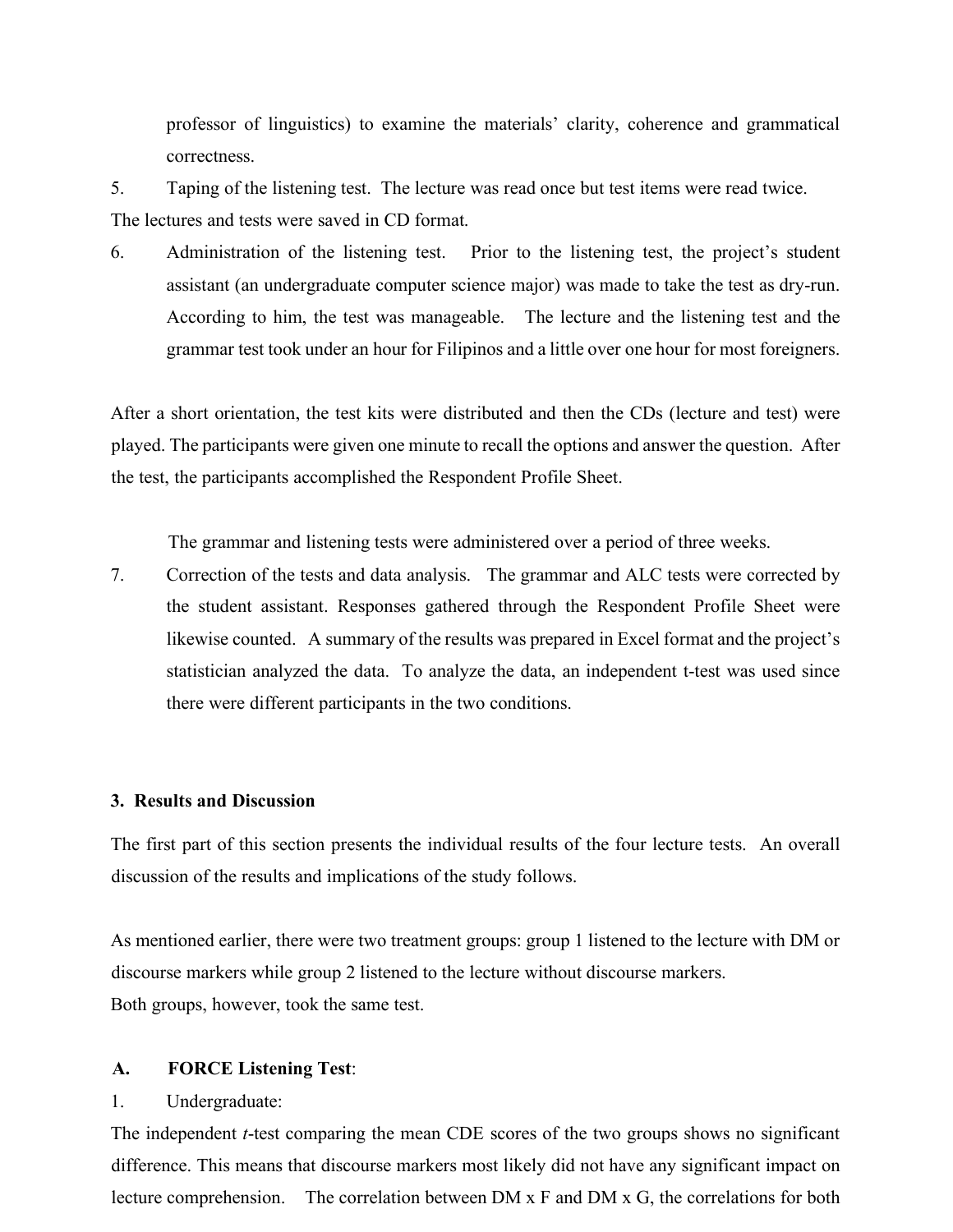professor of linguistics) to examine the materials' clarity, coherence and grammatical correctness.

5. Taping of the listening test. The lecture was read once but test items were read twice.

The lectures and tests were saved in CD format.

6. Administration of the listening test. Prior to the listening test, the project's student assistant (an undergraduate computer science major) was made to take the test as dry-run. According to him, the test was manageable. The lecture and the listening test and the grammar test took under an hour for Filipinos and a little over one hour for most foreigners.

After a short orientation, the test kits were distributed and then the CDs (lecture and test) were played. The participants were given one minute to recall the options and answer the question. After the test, the participants accomplished the Respondent Profile Sheet.

The grammar and listening tests were administered over a period of three weeks.

7. Correction of the tests and data analysis. The grammar and ALC tests were corrected by the student assistant. Responses gathered through the Respondent Profile Sheet were likewise counted. A summary of the results was prepared in Excel format and the project's statistician analyzed the data. To analyze the data, an independent t-test was used since there were different participants in the two conditions.

## 3. Results and Discussion

The first part of this section presents the individual results of the four lecture tests. An overall discussion of the results and implications of the study follows.

As mentioned earlier, there were two treatment groups: group 1 listened to the lecture with DM or discourse markers while group 2 listened to the lecture without discourse markers.
Both groups, however, took the same test.

### A. FORCE Listening Test:

1. Undergraduate:

The independent *t*-test comparing the mean CDE scores of the two groups shows no significant difference. This means that discourse markers most likely did not have any significant impact on lecture comprehension. The correlation between DM x F and DM x G, the correlations for both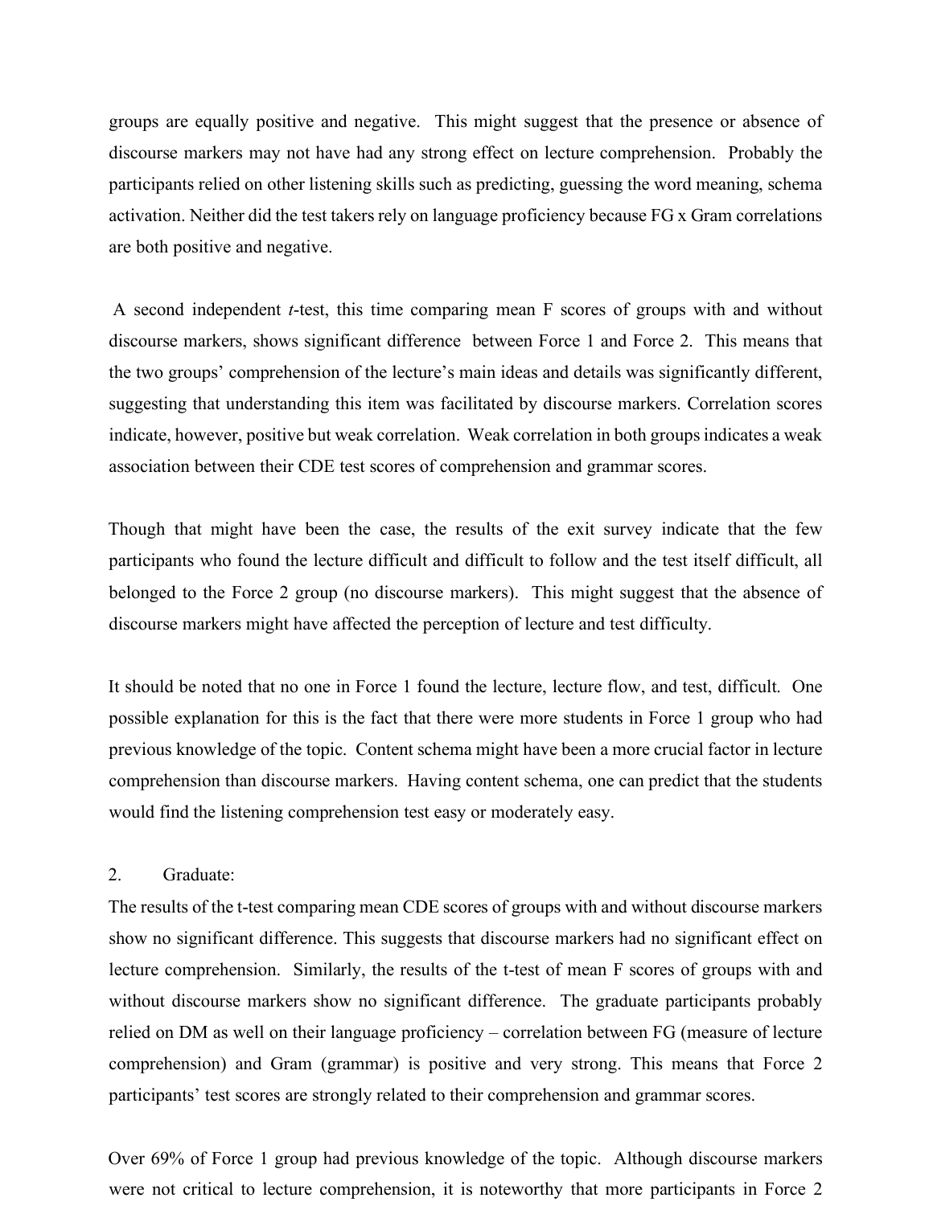groups are equally positive and negative. This might suggest that the presence or absence of discourse markers may not have had any strong effect on lecture comprehension. Probably the participants relied on other listening skills such as predicting, guessing the word meaning, schema activation. Neither did the test takers rely on language proficiency because FG x Gram correlations are both positive and negative.

A second independent *t*-test, this time comparing mean F scores of groups with and without discourse markers, shows significant difference between Force 1 and Force 2. This means that the two groups' comprehension of the lecture's main ideas and details was significantly different, suggesting that understanding this item was facilitated by discourse markers. Correlation scores indicate, however, positive but weak correlation. Weak correlation in both groups indicates a weak association between their CDE test scores of comprehension and grammar scores.

Though that might have been the case, the results of the exit survey indicate that the few participants who found the lecture difficult and difficult to follow and the test itself difficult, all belonged to the Force 2 group (no discourse markers). This might suggest that the absence of discourse markers might have affected the perception of lecture and test difficulty.

It should be noted that no one in Force 1 found the lecture, lecture flow, and test, difficult. One possible explanation for this is the fact that there were more students in Force 1 group who had previous knowledge of the topic. Content schema might have been a more crucial factor in lecture comprehension than discourse markers. Having content schema, one can predict that the students would find the listening comprehension test easy or moderately easy.

2. Graduate:

The results of the t-test comparing mean CDE scores of groups with and without discourse markers show no significant difference. This suggests that discourse markers had no significant effect on lecture comprehension. Similarly, the results of the t-test of mean F scores of groups with and without discourse markers show no significant difference. The graduate participants probably relied on DM as well on their language proficiency – correlation between FG (measure of lecture comprehension) and Gram (grammar) is positive and very strong. This means that Force 2 participants' test scores are strongly related to their comprehension and grammar scores.

Over 69% of Force 1 group had previous knowledge of the topic. Although discourse markers were not critical to lecture comprehension, it is noteworthy that more participants in Force 2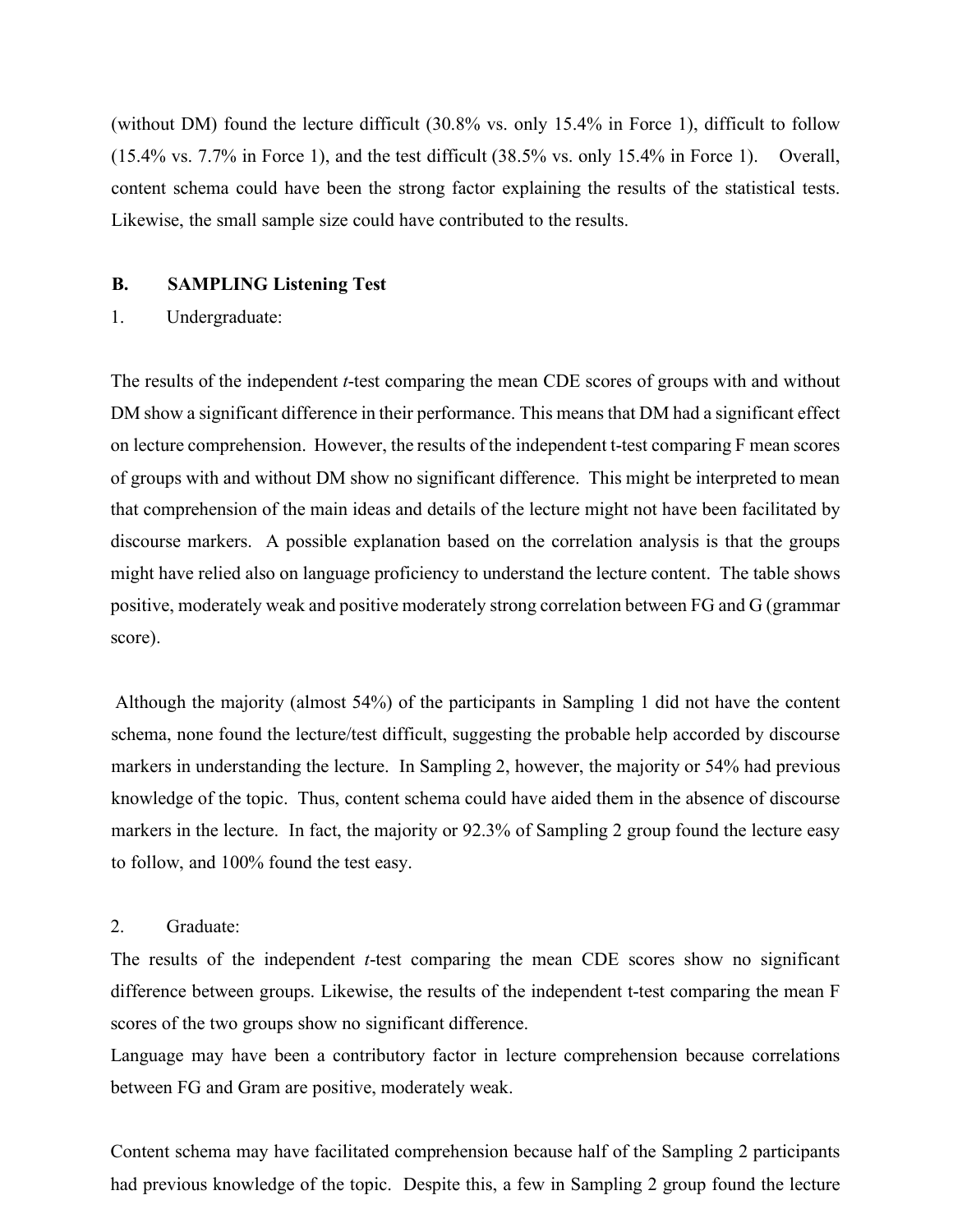(without DM) found the lecture difficult (30.8% vs. only 15.4% in Force 1), difficult to follow (15.4% vs. 7.7% in Force 1), and the test difficult (38.5% vs. only 15.4% in Force 1). Overall, content schema could have been the strong factor explaining the results of the statistical tests. Likewise, the small sample size could have contributed to the results.

**B. SAMPLING Listening Test**

1. Undergraduate:

The results of the independent *t*-test comparing the mean CDE scores of groups with and without DM show a significant difference in their performance. This means that DM had a significant effect on lecture comprehension. However, the results of the independent t-test comparing F mean scores of groups with and without DM show no significant difference. This might be interpreted to mean that comprehension of the main ideas and details of the lecture might not have been facilitated by discourse markers. A possible explanation based on the correlation analysis is that the groups might have relied also on language proficiency to understand the lecture content. The table shows positive, moderately weak and positive moderately strong correlation between FG and G (grammar score).

Although the majority (almost 54%) of the participants in Sampling 1 did not have the content schema, none found the lecture/test difficult, suggesting the probable help accorded by discourse markers in understanding the lecture. In Sampling 2, however, the majority or 54% had previous knowledge of the topic. Thus, content schema could have aided them in the absence of discourse markers in the lecture. In fact, the majority or 92.3% of Sampling 2 group found the lecture easy to follow, and 100% found the test easy.

2. Graduate:

The results of the independent *t*-test comparing the mean CDE scores show no significant difference between groups. Likewise, the results of the independent t-test comparing the mean F scores of the two groups show no significant difference.

Language may have been a contributory factor in lecture comprehension because correlations between FG and Gram are positive, moderately weak.

Content schema may have facilitated comprehension because half of the Sampling 2 participants had previous knowledge of the topic. Despite this, a few in Sampling 2 group found the lecture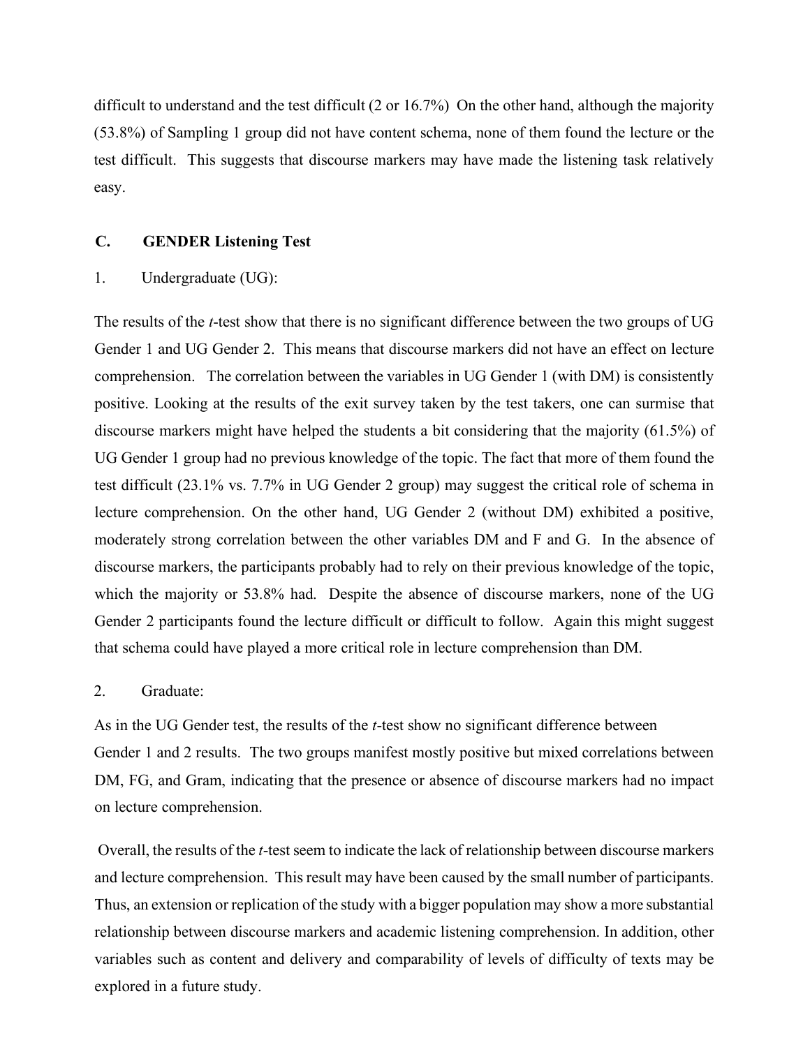difficult to understand and the test difficult (2 or 16.7%) On the other hand, although the majority (53.8%) of Sampling 1 group did not have content schema, none of them found the lecture or the test difficult. This suggests that discourse markers may have made the listening task relatively easy.

## C. GENDER Listening Test

### 1. Undergraduate (UG):

The results of the *t*-test show that there is no significant difference between the two groups of UG Gender 1 and UG Gender 2. This means that discourse markers did not have an effect on lecture comprehension. The correlation between the variables in UG Gender 1 (with DM) is consistently positive. Looking at the results of the exit survey taken by the test takers, one can surmise that discourse markers might have helped the students a bit considering that the majority (61.5%) of UG Gender 1 group had no previous knowledge of the topic. The fact that more of them found the test difficult (23.1% vs. 7.7% in UG Gender 2 group) may suggest the critical role of schema in lecture comprehension. On the other hand, UG Gender 2 (without DM) exhibited a positive, moderately strong correlation between the other variables DM and F and G. In the absence of discourse markers, the participants probably had to rely on their previous knowledge of the topic, which the majority or 53.8% had. Despite the absence of discourse markers, none of the UG Gender 2 participants found the lecture difficult or difficult to follow. Again this might suggest that schema could have played a more critical role in lecture comprehension than DM.

### 2. Graduate:

As in the UG Gender test, the results of the *t*-test show no significant difference between Gender 1 and 2 results. The two groups manifest mostly positive but mixed correlations between DM, FG, and Gram, indicating that the presence or absence of discourse markers had no impact on lecture comprehension.

Overall, the results of the *t*-test seem to indicate the lack of relationship between discourse markers and lecture comprehension. This result may have been caused by the small number of participants. Thus, an extension or replication of the study with a bigger population may show a more substantial relationship between discourse markers and academic listening comprehension. In addition, other variables such as content and delivery and comparability of levels of difficulty of texts may be explored in a future study.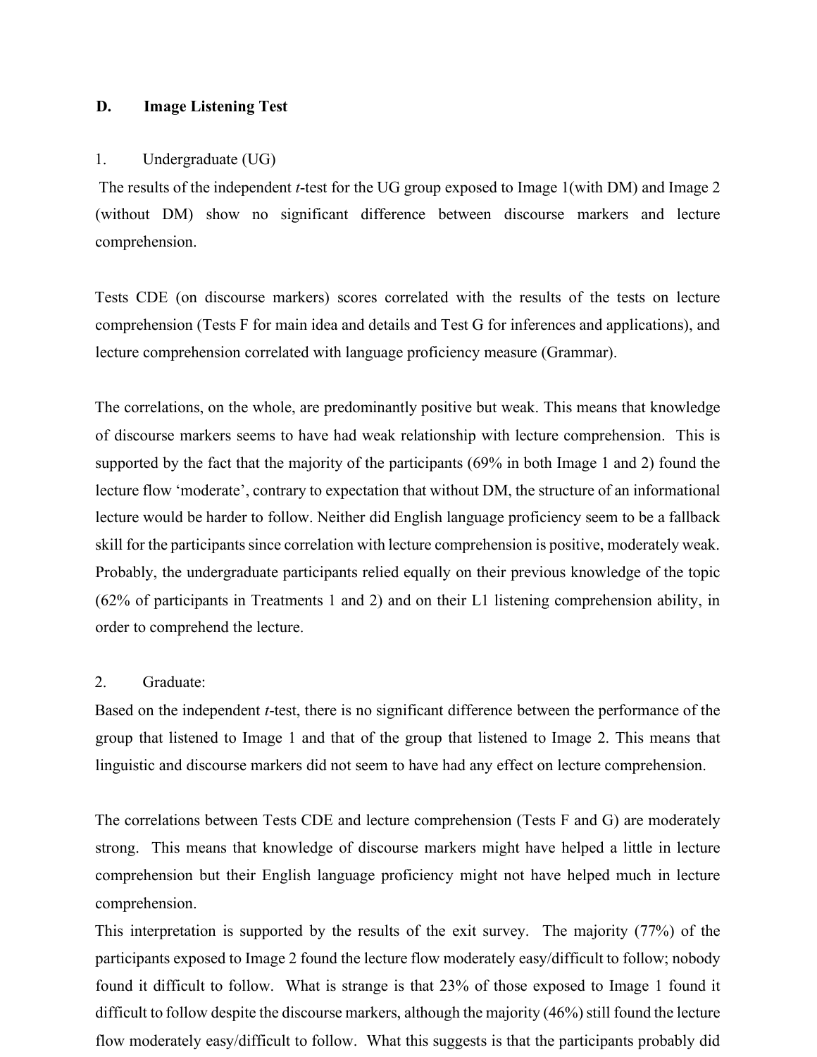### D. Image Listening Test

1. Undergraduate (UG)

The results of the independent *t*-test for the UG group exposed to Image 1(with DM) and Image 2 (without DM) show no significant difference between discourse markers and lecture comprehension.

Tests CDE (on discourse markers) scores correlated with the results of the tests on lecture comprehension (Tests F for main idea and details and Test G for inferences and applications), and lecture comprehension correlated with language proficiency measure (Grammar).

The correlations, on the whole, are predominantly positive but weak. This means that knowledge of discourse markers seems to have had weak relationship with lecture comprehension. This is supported by the fact that the majority of the participants (69% in both Image 1 and 2) found the lecture flow 'moderate', contrary to expectation that without DM, the structure of an informational lecture would be harder to follow. Neither did English language proficiency seem to be a fallback skill for the participants since correlation with lecture comprehension is positive, moderately weak. Probably, the undergraduate participants relied equally on their previous knowledge of the topic (62% of participants in Treatments 1 and 2) and on their L1 listening comprehension ability, in order to comprehend the lecture.

2. Graduate:

Based on the independent *t*-test, there is no significant difference between the performance of the group that listened to Image 1 and that of the group that listened to Image 2. This means that linguistic and discourse markers did not seem to have had any effect on lecture comprehension.

The correlations between Tests CDE and lecture comprehension (Tests F and G) are moderately strong. This means that knowledge of discourse markers might have helped a little in lecture comprehension but their English language proficiency might not have helped much in lecture comprehension.

This interpretation is supported by the results of the exit survey. The majority (77%) of the participants exposed to Image 2 found the lecture flow moderately easy/difficult to follow; nobody found it difficult to follow. What is strange is that 23% of those exposed to Image 1 found it difficult to follow despite the discourse markers, although the majority (46%) still found the lecture flow moderately easy/difficult to follow. What this suggests is that the participants probably did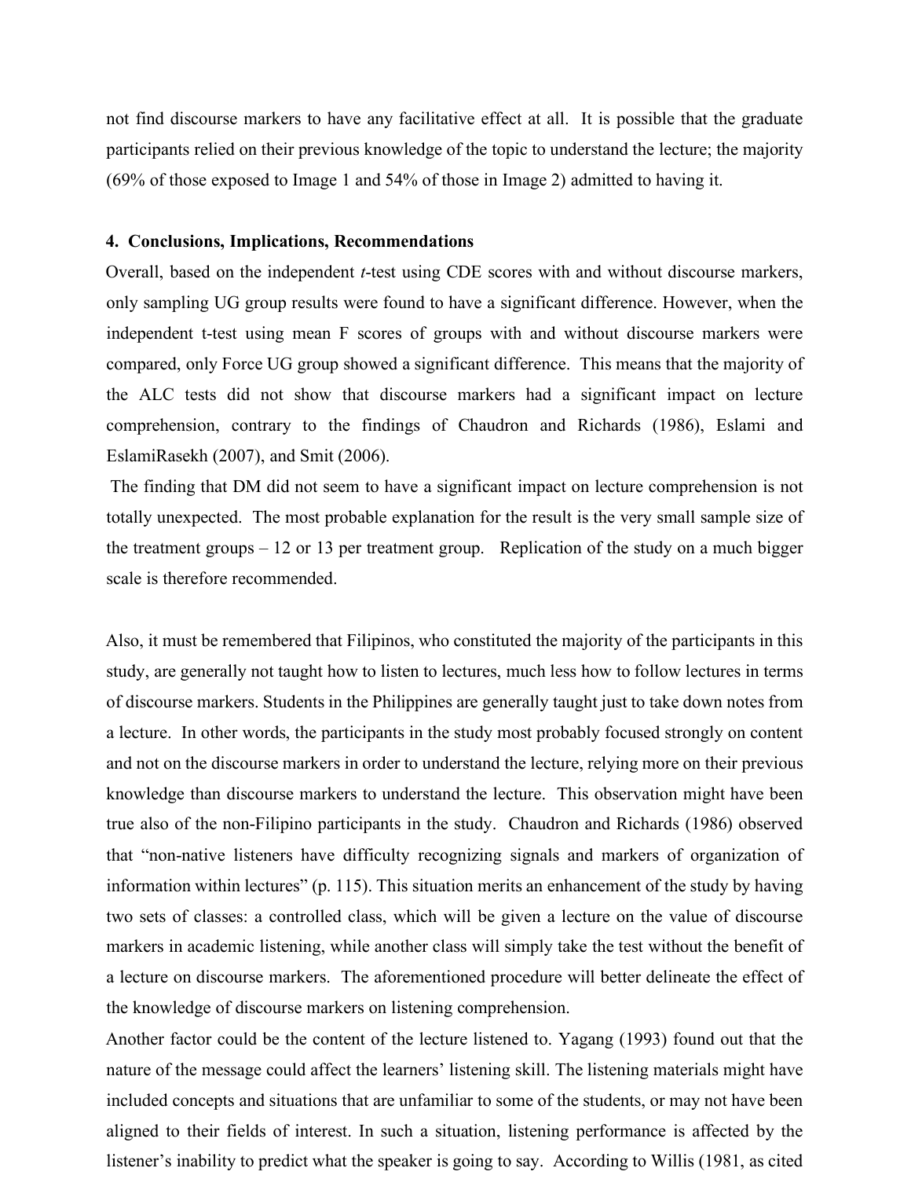not find discourse markers to have any facilitative effect at all. It is possible that the graduate participants relied on their previous knowledge of the topic to understand the lecture; the majority (69% of those exposed to Image 1 and 54% of those in Image 2) admitted to having it.

## 4. Conclusions, Implications, Recommendations

Overall, based on the independent *t*-test using CDE scores with and without discourse markers, only sampling UG group results were found to have a significant difference. However, when the independent t-test using mean F scores of groups with and without discourse markers were compared, only Force UG group showed a significant difference. This means that the majority of the ALC tests did not show that discourse markers had a significant impact on lecture comprehension, contrary to the findings of Chaudron and Richards (1986), Eslami and EslamiRasekh (2007), and Smit (2006).

The finding that DM did not seem to have a significant impact on lecture comprehension is not totally unexpected. The most probable explanation for the result is the very small sample size of the treatment groups – 12 or 13 per treatment group. Replication of the study on a much bigger scale is therefore recommended.

Also, it must be remembered that Filipinos, who constituted the majority of the participants in this study, are generally not taught how to listen to lectures, much less how to follow lectures in terms of discourse markers. Students in the Philippines are generally taught just to take down notes from a lecture. In other words, the participants in the study most probably focused strongly on content and not on the discourse markers in order to understand the lecture, relying more on their previous knowledge than discourse markers to understand the lecture. This observation might have been true also of the non-Filipino participants in the study. Chaudron and Richards (1986) observed that "non-native listeners have difficulty recognizing signals and markers of organization of information within lectures" (p. 115). This situation merits an enhancement of the study by having two sets of classes: a controlled class, which will be given a lecture on the value of discourse markers in academic listening, while another class will simply take the test without the benefit of a lecture on discourse markers. The aforementioned procedure will better delineate the effect of the knowledge of discourse markers on listening comprehension.

Another factor could be the content of the lecture listened to. Yagang (1993) found out that the nature of the message could affect the learners' listening skill. The listening materials might have included concepts and situations that are unfamiliar to some of the students, or may not have been aligned to their fields of interest. In such a situation, listening performance is affected by the listener's inability to predict what the speaker is going to say. According to Willis (1981, as cited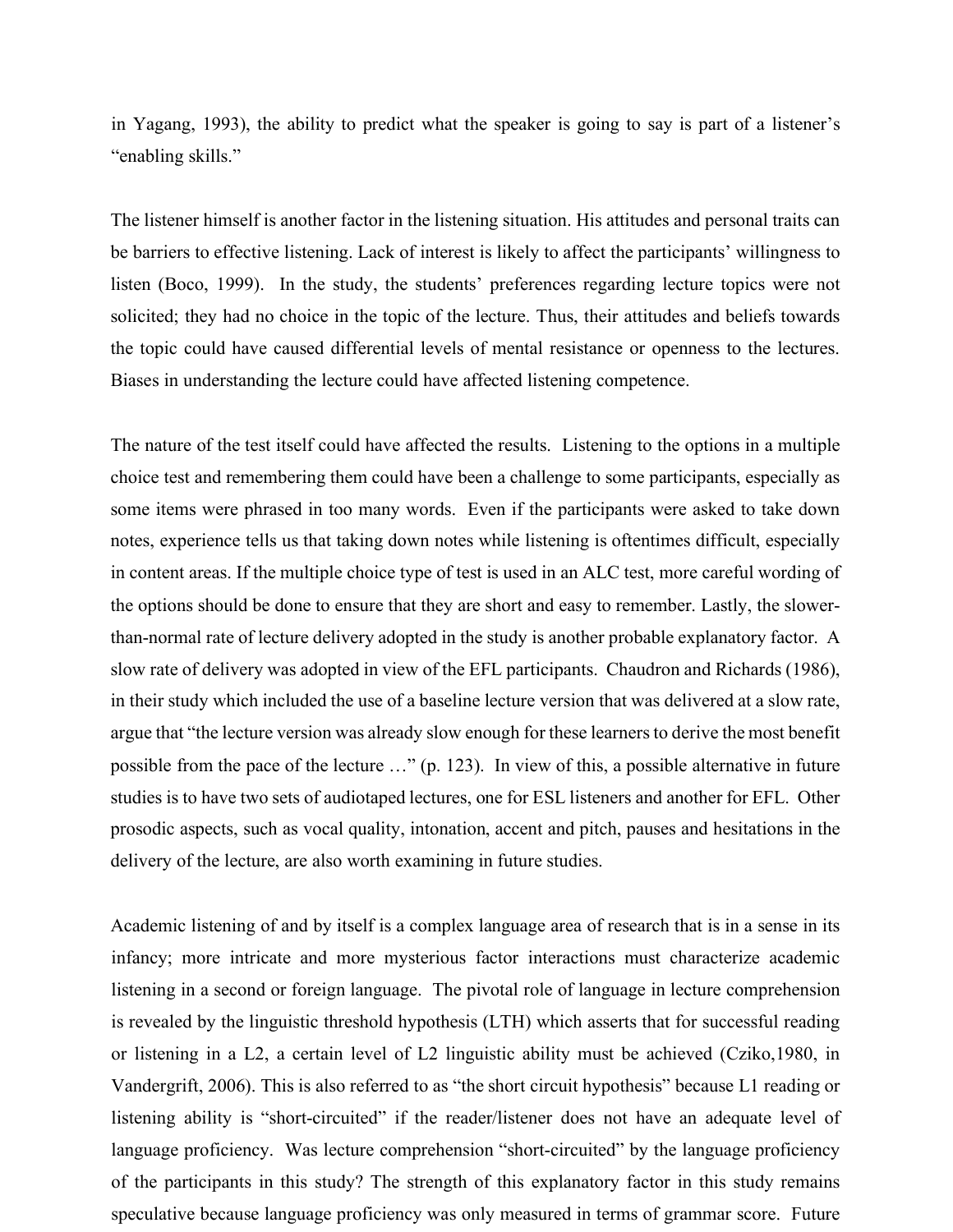in Yagang, 1993), the ability to predict what the speaker is going to say is part of a listener's "enabling skills."

The listener himself is another factor in the listening situation. His attitudes and personal traits can be barriers to effective listening. Lack of interest is likely to affect the participants' willingness to listen (Boco, 1999). In the study, the students' preferences regarding lecture topics were not solicited; they had no choice in the topic of the lecture. Thus, their attitudes and beliefs towards the topic could have caused differential levels of mental resistance or openness to the lectures. Biases in understanding the lecture could have affected listening competence.

The nature of the test itself could have affected the results. Listening to the options in a multiple choice test and remembering them could have been a challenge to some participants, especially as some items were phrased in too many words. Even if the participants were asked to take down notes, experience tells us that taking down notes while listening is oftentimes difficult, especially in content areas. If the multiple choice type of test is used in an ALC test, more careful wording of the options should be done to ensure that they are short and easy to remember. Lastly, the slower-than-normal rate of lecture delivery adopted in the study is another probable explanatory factor. A slow rate of delivery was adopted in view of the EFL participants. Chaudron and Richards (1986), in their study which included the use of a baseline lecture version that was delivered at a slow rate, argue that "the lecture version was already slow enough for these learners to derive the most benefit possible from the pace of the lecture …" (p. 123). In view of this, a possible alternative in future studies is to have two sets of audiotaped lectures, one for ESL listeners and another for EFL. Other prosodic aspects, such as vocal quality, intonation, accent and pitch, pauses and hesitations in the delivery of the lecture, are also worth examining in future studies.

Academic listening of and by itself is a complex language area of research that is in a sense in its infancy; more intricate and more mysterious factor interactions must characterize academic listening in a second or foreign language. The pivotal role of language in lecture comprehension is revealed by the linguistic threshold hypothesis (LTH) which asserts that for successful reading or listening in a L2, a certain level of L2 linguistic ability must be achieved (Cziko,1980, in Vandergrift, 2006). This is also referred to as "the short circuit hypothesis" because L1 reading or listening ability is "short-circuited" if the reader/listener does not have an adequate level of language proficiency. Was lecture comprehension "short-circuited" by the language proficiency of the participants in this study? The strength of this explanatory factor in this study remains speculative because language proficiency was only measured in terms of grammar score. Future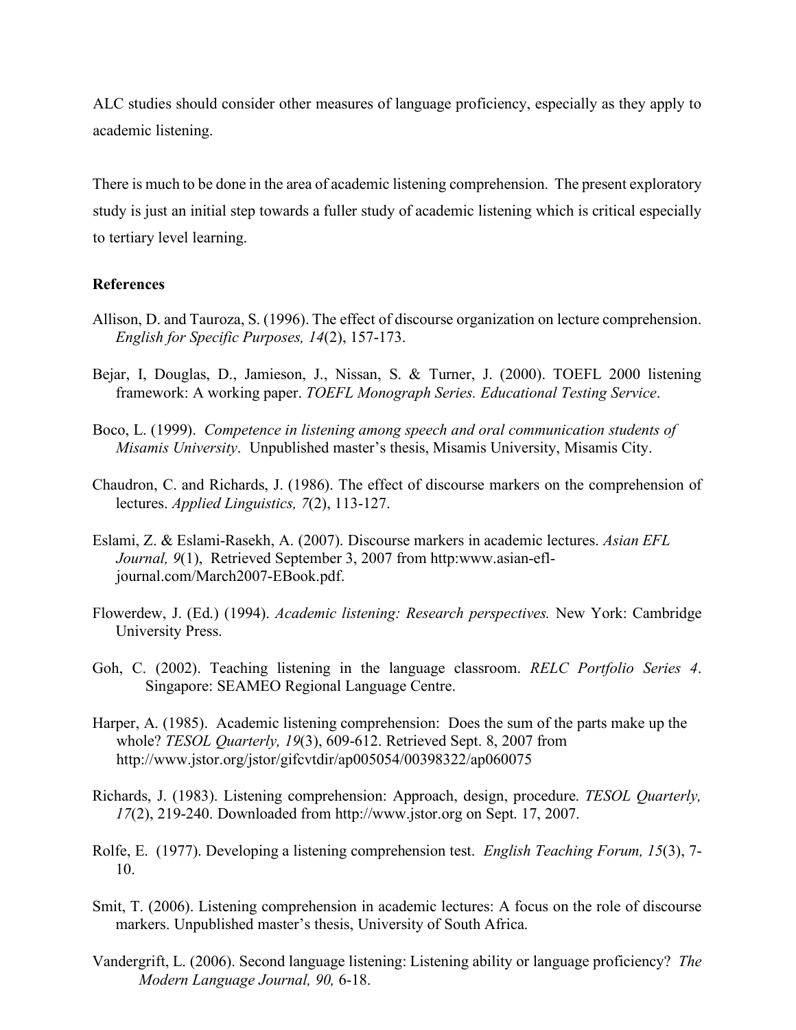ALC studies should consider other measures of language proficiency, especially as they apply to academic listening.

There is much to be done in the area of academic listening comprehension. The present exploratory study is just an initial step towards a fuller study of academic listening which is critical especially to tertiary level learning.

**References**

Allison, D. and Tauroza, S. (1996). The effect of discourse organization on lecture comprehension. *English for Specific Purposes, 14*(2), 157-173.

Bejar, I, Douglas, D., Jamieson, J., Nissan, S. & Turner, J. (2000). TOEFL 2000 listening framework: A working paper. *TOEFL Monograph Series. Educational Testing Service*.

Boco, L. (1999). *Competence in listening among speech and oral communication students of Misamis University*. Unpublished master's thesis, Misamis University, Misamis City.

Chaudron, C. and Richards, J. (1986). The effect of discourse markers on the comprehension of lectures. *Applied Linguistics, 7*(2), 113-127.

Eslami, Z. & Eslami-Rasekh, A. (2007). Discourse markers in academic lectures. *Asian EFL Journal, 9*(1), Retrieved September 3, 2007 from http:www.asian-efl-journal.com/March2007-EBook.pdf.

Flowerdew, J. (Ed.) (1994). *Academic listening: Research perspectives.* New York: Cambridge University Press.

Goh, C. (2002). Teaching listening in the language classroom. *RELC Portfolio Series 4*. Singapore: SEAMEO Regional Language Centre.

Harper, A. (1985). Academic listening comprehension: Does the sum of the parts make up the whole? *TESOL Quarterly, 19*(3), 609-612. Retrieved Sept. 8, 2007 from http://www.jstor.org/jstor/gifcvtdir/ap005054/00398322/ap060075

Richards, J. (1983). Listening comprehension: Approach, design, procedure. *TESOL Quarterly, 17*(2), 219-240. Downloaded from http://www.jstor.org on Sept. 17, 2007.

Rolfe, E. (1977). Developing a listening comprehension test. *English Teaching Forum, 15*(3), 7-10.

Smit, T. (2006). Listening comprehension in academic lectures: A focus on the role of discourse markers. Unpublished master's thesis, University of South Africa.

Vandergrift, L. (2006). Second language listening: Listening ability or language proficiency? *The Modern Language Journal, 90,* 6-18.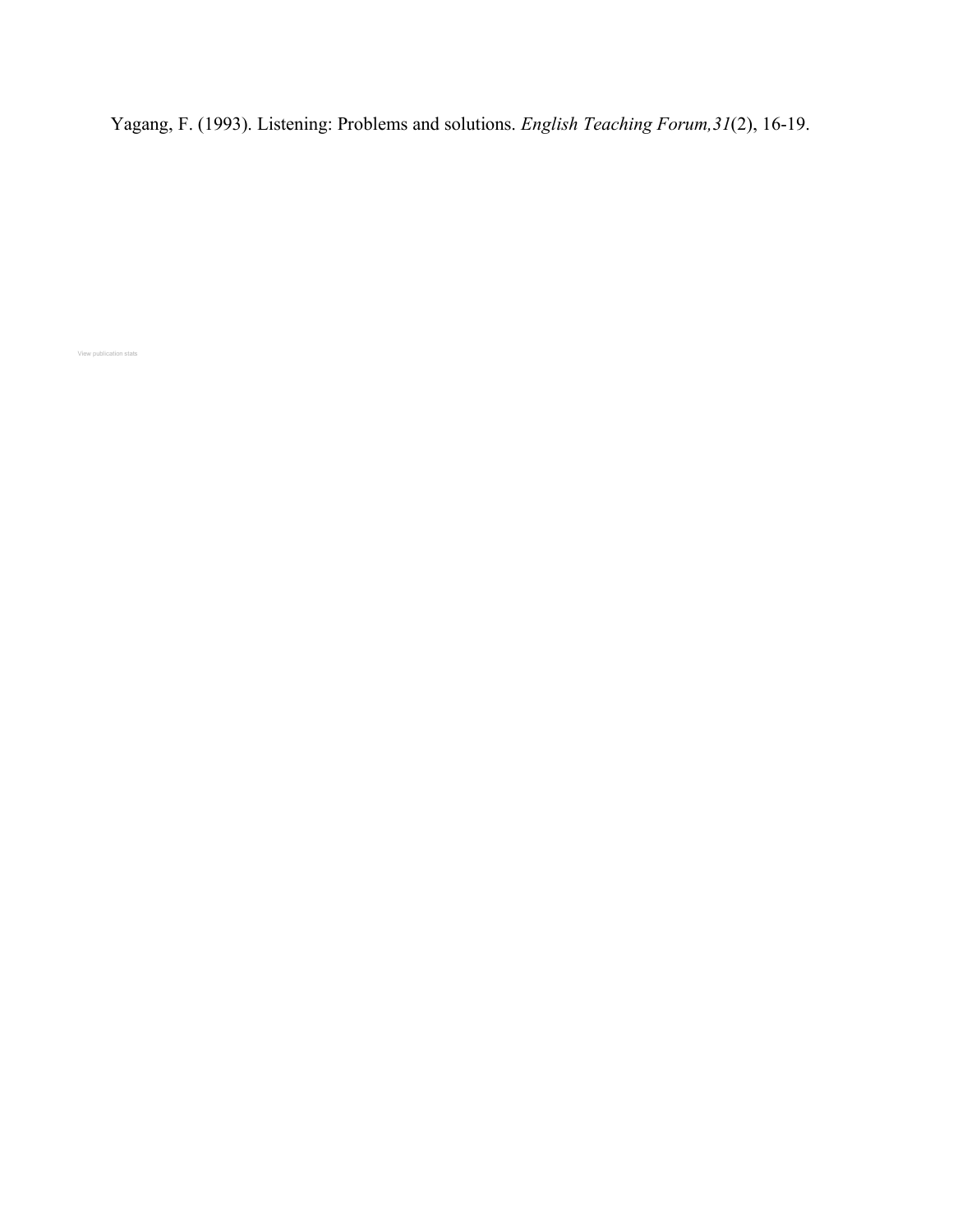Yagang, F. (1993). Listening: Problems and solutions. *English Teaching Forum,31*(2), 16-19.